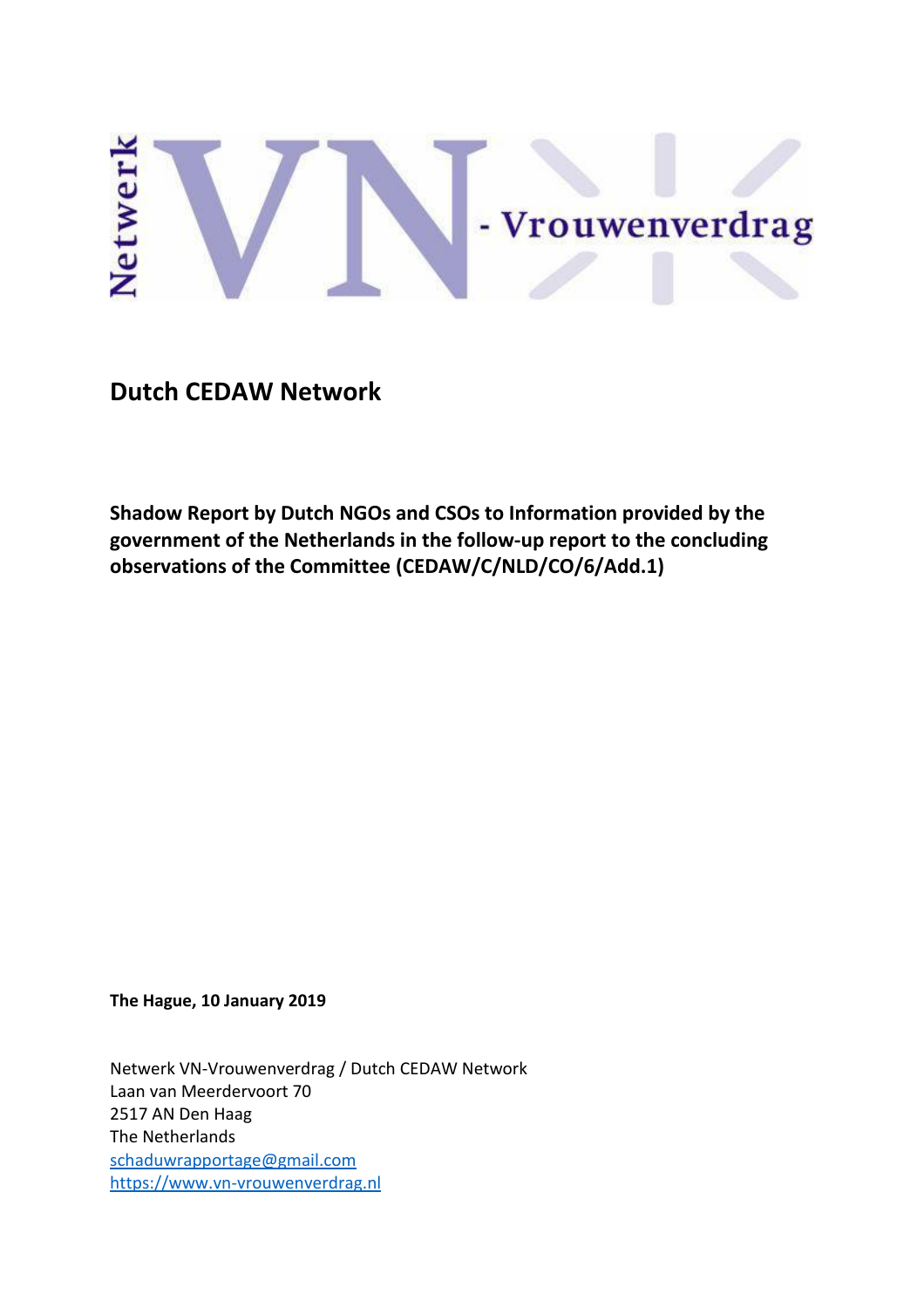Netwerk VN - Vrouwenverdrag

# Dutch CEDAW Network

**Shadow Report by Dutch NGOs and CSOs to Information provided by the government of the Netherlands in the follow-up report to the concluding observations of the Committee (CEDAW/C/NLD/CO/6/Add.1)**

**The Hague, 10 January 2019**

Netwerk VN-Vrouwenverdrag / Dutch CEDAW Network
Laan van Meerdervoort 70
2517 AN Den Haag
The Netherlands
schaduwrapportage@gmail.com
https://www.vn-vrouwenverdrag.nl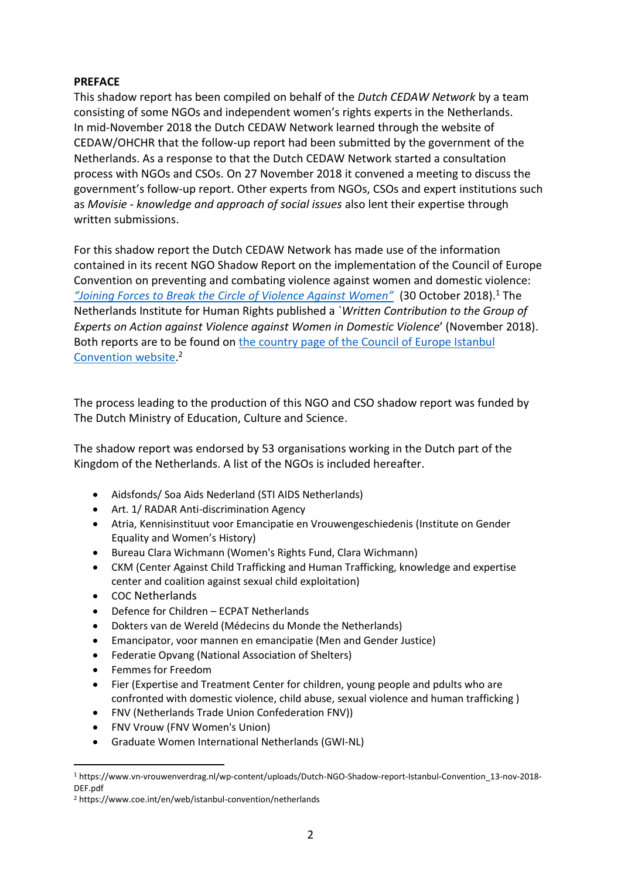**PREFACE**

This shadow report has been compiled on behalf of the *Dutch CEDAW Network* by a team consisting of some NGOs and independent women's rights experts in the Netherlands. In mid-November 2018 the Dutch CEDAW Network learned through the website of CEDAW/OHCHR that the follow-up report had been submitted by the government of the Netherlands. As a response to that the Dutch CEDAW Network started a consultation process with NGOs and CSOs. On 27 November 2018 it convened a meeting to discuss the government's follow-up report. Other experts from NGOs, CSOs and expert institutions such as *Movisie - knowledge and approach of social issues* also lent their expertise through written submissions.

For this shadow report the Dutch CEDAW Network has made use of the information contained in its recent NGO Shadow Report on the implementation of the Council of Europe Convention on preventing and combating violence against women and domestic violence: *"Joining Forces to Break the Circle of Violence Against Women"* (30 October 2018).[1] The Netherlands Institute for Human Rights published a `*Written Contribution to the Group of Experts on Action against Violence against Women in Domestic Violence*' (November 2018). Both reports are to be found on the country page of the Council of Europe Istanbul Convention website.[2]

The process leading to the production of this NGO and CSO shadow report was funded by The Dutch Ministry of Education, Culture and Science.

The shadow report was endorsed by 53 organisations working in the Dutch part of the Kingdom of the Netherlands. A list of the NGOs is included hereafter.

- Aidsfonds/ Soa Aids Nederland (STI AIDS Netherlands)
- Art. 1/ RADAR Anti-discrimination Agency
- Atria, Kennisinstituut voor Emancipatie en Vrouwengeschiedenis (Institute on Gender Equality and Women's History)
- Bureau Clara Wichmann (Women's Rights Fund, Clara Wichmann)
- CKM (Center Against Child Trafficking and Human Trafficking, knowledge and expertise center and coalition against sexual child exploitation)
- COC Netherlands
- Defence for Children – ECPAT Netherlands
- Dokters van de Wereld (Médecins du Monde the Netherlands)
- Emancipator, voor mannen en emancipatie (Men and Gender Justice)
- Federatie Opvang (National Association of Shelters)
- Femmes for Freedom
- Fier (Expertise and Treatment Center for children, young people and pdults who are confronted with domestic violence, child abuse, sexual violence and human trafficking )
- FNV (Netherlands Trade Union Confederation FNV))
- FNV Vrouw (FNV Women's Union)
- Graduate Women International Netherlands (GWI-NL)

---

[1] https://www.vn-vrouwenverdrag.nl/wp-content/uploads/Dutch-NGO-Shadow-report-Istanbul-Convention_13-nov-2018-DEF.pdf

[2] https://www.coe.int/en/web/istanbul-convention/netherlands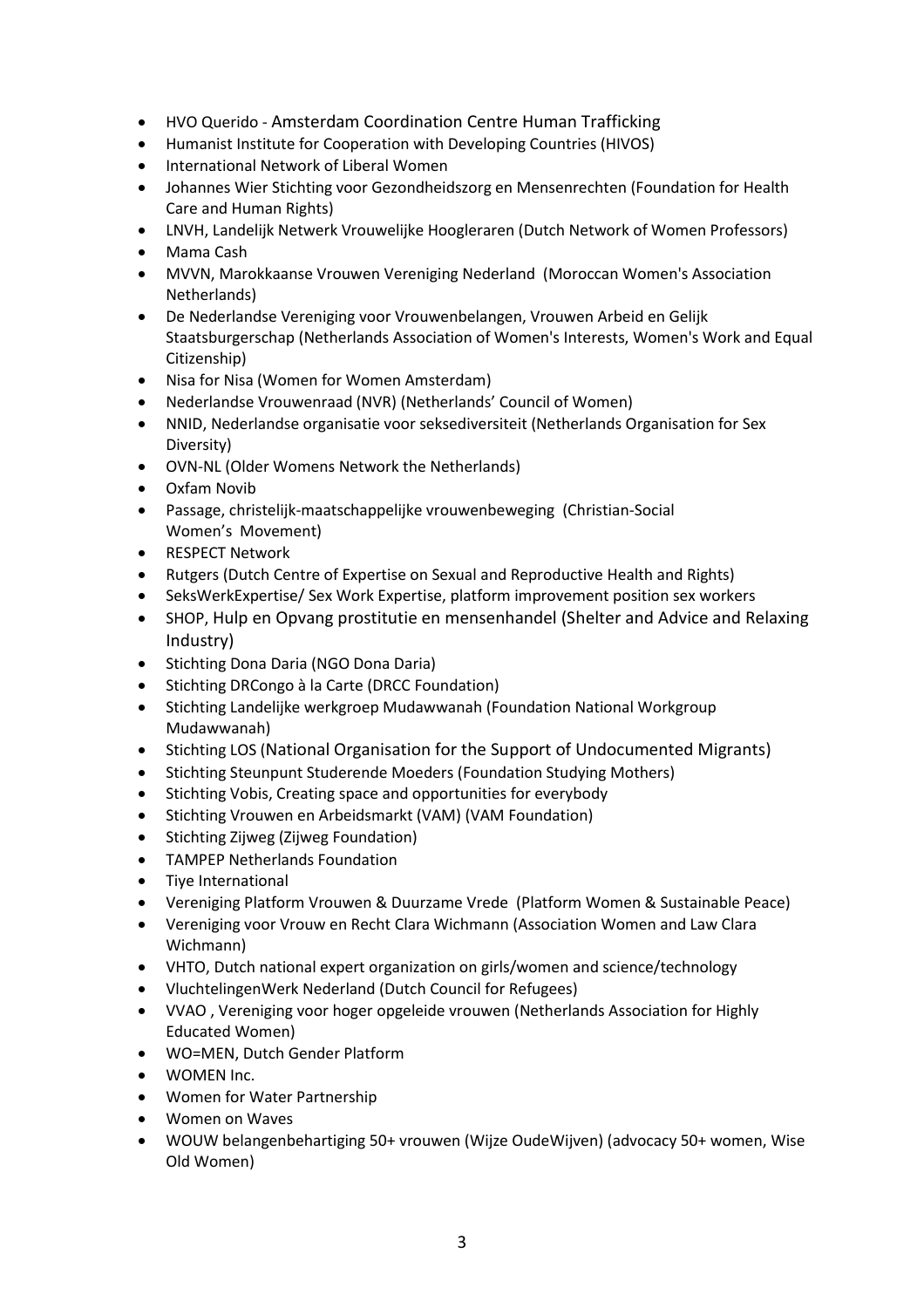- HVO Querido - Amsterdam Coordination Centre Human Trafficking
- Humanist Institute for Cooperation with Developing Countries (HIVOS)
- International Network of Liberal Women
- Johannes Wier Stichting voor Gezondheidszorg en Mensenrechten (Foundation for Health Care and Human Rights)
- LNVH, Landelijk Netwerk Vrouwelijke Hoogleraren (Dutch Network of Women Professors)
- Mama Cash
- MVVN, Marokkaanse Vrouwen Vereniging Nederland (Moroccan Women's Association Netherlands)
- De Nederlandse Vereniging voor Vrouwenbelangen, Vrouwen Arbeid en Gelijk Staatsburgerschap (Netherlands Association of Women's Interests, Women's Work and Equal Citizenship)
- Nisa for Nisa (Women for Women Amsterdam)
- Nederlandse Vrouwenraad (NVR) (Netherlands' Council of Women)
- NNID, Nederlandse organisatie voor seksediversiteit (Netherlands Organisation for Sex Diversity)
- OVN-NL (Older Womens Network the Netherlands)
- Oxfam Novib
- Passage, christelijk-maatschappelijke vrouwenbeweging (Christian-Social Women's Movement)
- RESPECT Network
- Rutgers (Dutch Centre of Expertise on Sexual and Reproductive Health and Rights)
- SeksWerkExpertise/ Sex Work Expertise, platform improvement position sex workers
- SHOP, Hulp en Opvang prostitutie en mensenhandel (Shelter and Advice and Relaxing Industry)
- Stichting Dona Daria (NGO Dona Daria)
- Stichting DRCongo à la Carte (DRCC Foundation)
- Stichting Landelijke werkgroep Mudawwanah (Foundation National Workgroup Mudawwanah)
- Stichting LOS (National Organisation for the Support of Undocumented Migrants)
- Stichting Steunpunt Studerende Moeders (Foundation Studying Mothers)
- Stichting Vobis, Creating space and opportunities for everybody
- Stichting Vrouwen en Arbeidsmarkt (VAM) (VAM Foundation)
- Stichting Zijweg (Zijweg Foundation)
- TAMPEP Netherlands Foundation
- Tiye International
- Vereniging Platform Vrouwen & Duurzame Vrede (Platform Women & Sustainable Peace)
- Vereniging voor Vrouw en Recht Clara Wichmann (Association Women and Law Clara Wichmann)
- VHTO, Dutch national expert organization on girls/women and science/technology
- VluchtelingenWerk Nederland (Dutch Council for Refugees)
- VVAO , Vereniging voor hoger opgeleide vrouwen (Netherlands Association for Highly Educated Women)
- WO=MEN, Dutch Gender Platform
- WOMEN Inc.
- Women for Water Partnership
- Women on Waves
- WOUW belangenbehartiging 50+ vrouwen (Wijze OudeWijven) (advocacy 50+ women, Wise Old Women)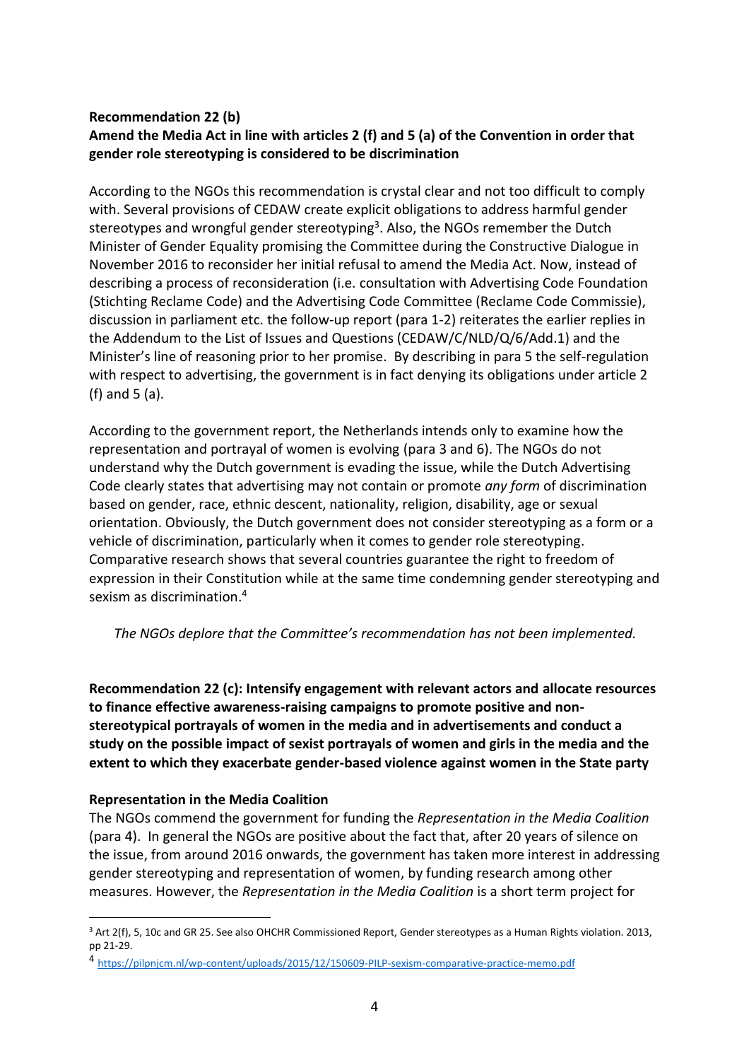**Recommendation 22 (b)**
**Amend the Media Act in line with articles 2 (f) and 5 (a) of the Convention in order that gender role stereotyping is considered to be discrimination**

According to the NGOs this recommendation is crystal clear and not too difficult to comply with. Several provisions of CEDAW create explicit obligations to address harmful gender stereotypes and wrongful gender stereotyping[3]. Also, the NGOs remember the Dutch Minister of Gender Equality promising the Committee during the Constructive Dialogue in November 2016 to reconsider her initial refusal to amend the Media Act. Now, instead of describing a process of reconsideration (i.e. consultation with Advertising Code Foundation (Stichting Reclame Code) and the Advertising Code Committee (Reclame Code Commissie), discussion in parliament etc. the follow-up report (para 1-2) reiterates the earlier replies in the Addendum to the List of Issues and Questions (CEDAW/C/NLD/Q/6/Add.1) and the Minister's line of reasoning prior to her promise. By describing in para 5 the self-regulation with respect to advertising, the government is in fact denying its obligations under article 2 (f) and 5 (a).

According to the government report, the Netherlands intends only to examine how the representation and portrayal of women is evolving (para 3 and 6). The NGOs do not understand why the Dutch government is evading the issue, while the Dutch Advertising Code clearly states that advertising may not contain or promote *any form* of discrimination based on gender, race, ethnic descent, nationality, religion, disability, age or sexual orientation. Obviously, the Dutch government does not consider stereotyping as a form or a vehicle of discrimination, particularly when it comes to gender role stereotyping. Comparative research shows that several countries guarantee the right to freedom of expression in their Constitution while at the same time condemning gender stereotyping and sexism as discrimination.[4]

*The NGOs deplore that the Committee's recommendation has not been implemented.*

**Recommendation 22 (c): Intensify engagement with relevant actors and allocate resources to finance effective awareness-raising campaigns to promote positive and non-stereotypical portrayals of women in the media and in advertisements and conduct a study on the possible impact of sexist portrayals of women and girls in the media and the extent to which they exacerbate gender-based violence against women in the State party**

**Representation in the Media Coalition**

The NGOs commend the government for funding the *Representation in the Media Coalition* (para 4). In general the NGOs are positive about the fact that, after 20 years of silence on the issue, from around 2016 onwards, the government has taken more interest in addressing gender stereotyping and representation of women, by funding research among other measures. However, the *Representation in the Media Coalition* is a short term project for

---

[3] Art 2(f), 5, 10c and GR 25. See also OHCHR Commissioned Report, Gender stereotypes as a Human Rights violation. 2013, pp 21-29.

[4] https://pilpnjcm.nl/wp-content/uploads/2015/12/150609-PILP-sexism-comparative-practice-memo.pdf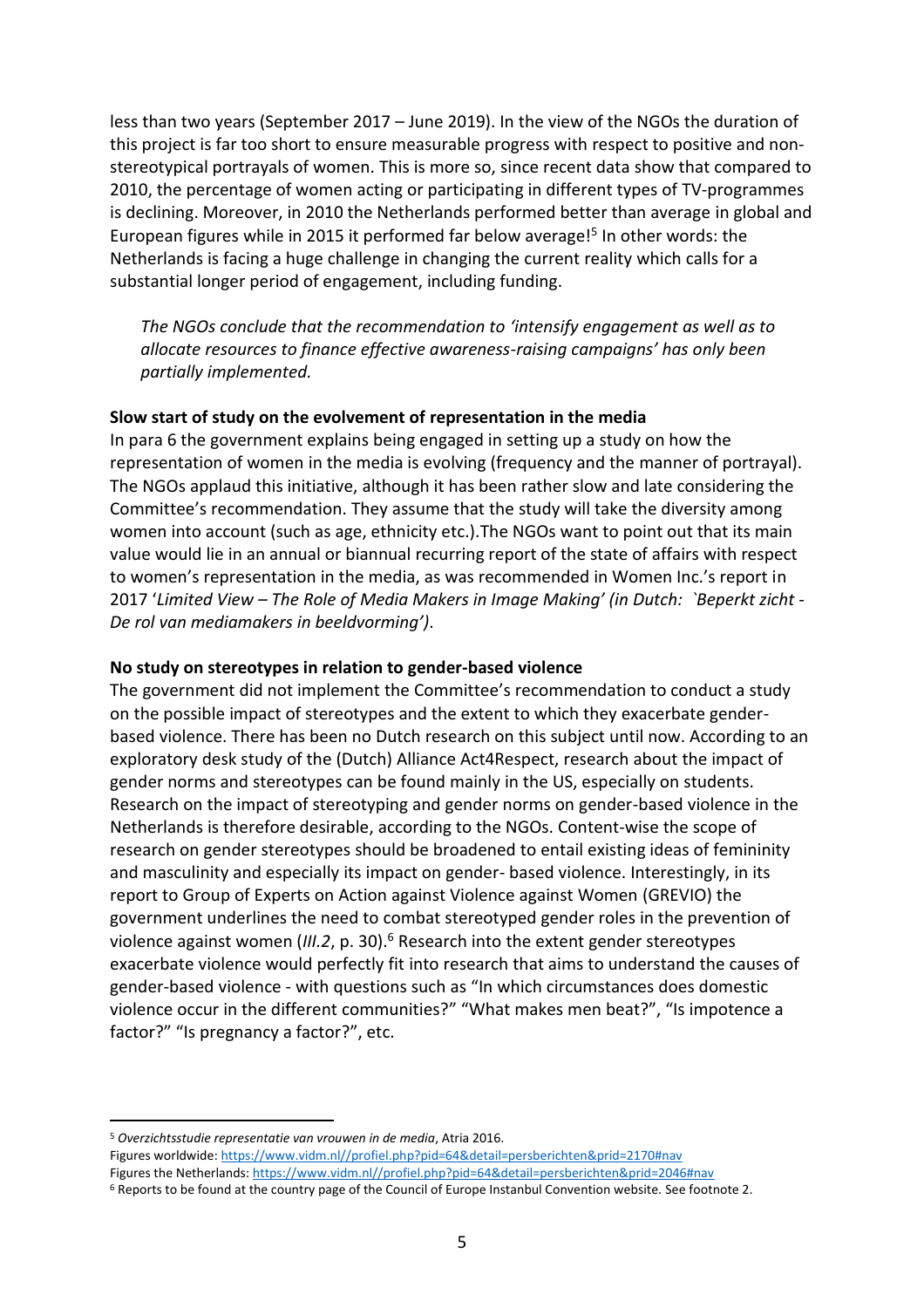less than two years (September 2017 – June 2019). In the view of the NGOs the duration of this project is far too short to ensure measurable progress with respect to positive and non-stereotypical portrayals of women. This is more so, since recent data show that compared to 2010, the percentage of women acting or participating in different types of TV-programmes is declining. Moreover, in 2010 the Netherlands performed better than average in global and European figures while in 2015 it performed far below average![5] In other words: the Netherlands is facing a huge challenge in changing the current reality which calls for a substantial longer period of engagement, including funding.

> *The NGOs conclude that the recommendation to 'intensify engagement as well as to allocate resources to finance effective awareness-raising campaigns' has only been partially implemented.*

**Slow start of study on the evolvement of representation in the media**

In para 6 the government explains being engaged in setting up a study on how the representation of women in the media is evolving (frequency and the manner of portrayal). The NGOs applaud this initiative, although it has been rather slow and late considering the Committee's recommendation. They assume that the study will take the diversity among women into account (such as age, ethnicity etc.).The NGOs want to point out that its main value would lie in an annual or biannual recurring report of the state of affairs with respect to women's representation in the media, as was recommended in Women Inc.'s report in 2017 '*Limited View – The Role of Media Makers in Image Making' (in Dutch: `Beperkt zicht - De rol van mediamakers in beeldvorming')*.

**No study on stereotypes in relation to gender-based violence**

The government did not implement the Committee's recommendation to conduct a study on the possible impact of stereotypes and the extent to which they exacerbate gender-based violence. There has been no Dutch research on this subject until now. According to an exploratory desk study of the (Dutch) Alliance Act4Respect, research about the impact of gender norms and stereotypes can be found mainly in the US, especially on students. Research on the impact of stereotyping and gender norms on gender-based violence in the Netherlands is therefore desirable, according to the NGOs. Content-wise the scope of research on gender stereotypes should be broadened to entail existing ideas of femininity and masculinity and especially its impact on gender- based violence. Interestingly, in its report to Group of Experts on Action against Violence against Women (GREVIO) the government underlines the need to combat stereotyped gender roles in the prevention of violence against women (*III.2*, p. 30).[6] Research into the extent gender stereotypes exacerbate violence would perfectly fit into research that aims to understand the causes of gender-based violence - with questions such as "In which circumstances does domestic violence occur in the different communities?" "What makes men beat?", "Is impotence a factor?" "Is pregnancy a factor?", etc.

---

[5] *Overzichtsstudie representatie van vrouwen in de media*, Atria 2016.
Figures worldwide: https://www.vidm.nl//profiel.php?pid=64&detail=persberichten&prid=2170#nav
Figures the Netherlands: https://www.vidm.nl//profiel.php?pid=64&detail=persberichten&prid=2046#nav

[6] Reports to be found at the country page of the Council of Europe Instanbul Convention website. See footnote 2.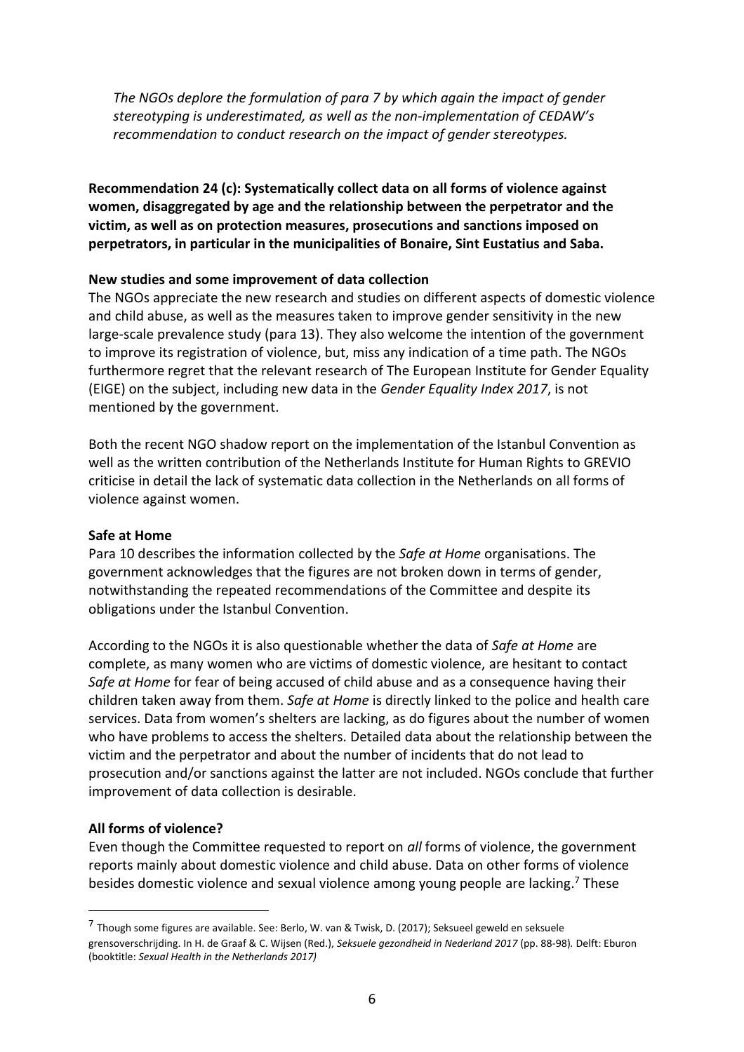*The NGOs deplore the formulation of para 7 by which again the impact of gender stereotyping is underestimated, as well as the non-implementation of CEDAW's recommendation to conduct research on the impact of gender stereotypes.*

**Recommendation 24 (c): Systematically collect data on all forms of violence against women, disaggregated by age and the relationship between the perpetrator and the victim, as well as on protection measures, prosecutions and sanctions imposed on perpetrators, in particular in the municipalities of Bonaire, Sint Eustatius and Saba.**

**New studies and some improvement of data collection**

The NGOs appreciate the new research and studies on different aspects of domestic violence and child abuse, as well as the measures taken to improve gender sensitivity in the new large-scale prevalence study (para 13). They also welcome the intention of the government to improve its registration of violence, but, miss any indication of a time path. The NGOs furthermore regret that the relevant research of The European Institute for Gender Equality (EIGE) on the subject, including new data in the *Gender Equality Index 2017*, is not mentioned by the government.

Both the recent NGO shadow report on the implementation of the Istanbul Convention as well as the written contribution of the Netherlands Institute for Human Rights to GREVIO criticise in detail the lack of systematic data collection in the Netherlands on all forms of violence against women.

**Safe at Home**

Para 10 describes the information collected by the *Safe at Home* organisations. The government acknowledges that the figures are not broken down in terms of gender, notwithstanding the repeated recommendations of the Committee and despite its obligations under the Istanbul Convention.

According to the NGOs it is also questionable whether the data of *Safe at Home* are complete, as many women who are victims of domestic violence, are hesitant to contact *Safe at Home* for fear of being accused of child abuse and as a consequence having their children taken away from them. *Safe at Home* is directly linked to the police and health care services. Data from women's shelters are lacking, as do figures about the number of women who have problems to access the shelters. Detailed data about the relationship between the victim and the perpetrator and about the number of incidents that do not lead to prosecution and/or sanctions against the latter are not included. NGOs conclude that further improvement of data collection is desirable.

**All forms of violence?**

Even though the Committee requested to report on *all* forms of violence, the government reports mainly about domestic violence and child abuse. Data on other forms of violence besides domestic violence and sexual violence among young people are lacking.[7] These

[7] Though some figures are available. See: Berlo, W. van & Twisk, D. (2017); Seksueel geweld en seksuele grensoverschrijding. In H. de Graaf & C. Wijsen (Red.), *Seksuele gezondheid in Nederland 2017* (pp. 88-98). Delft: Eburon (booktitle: *Sexual Health in the Netherlands 2017)*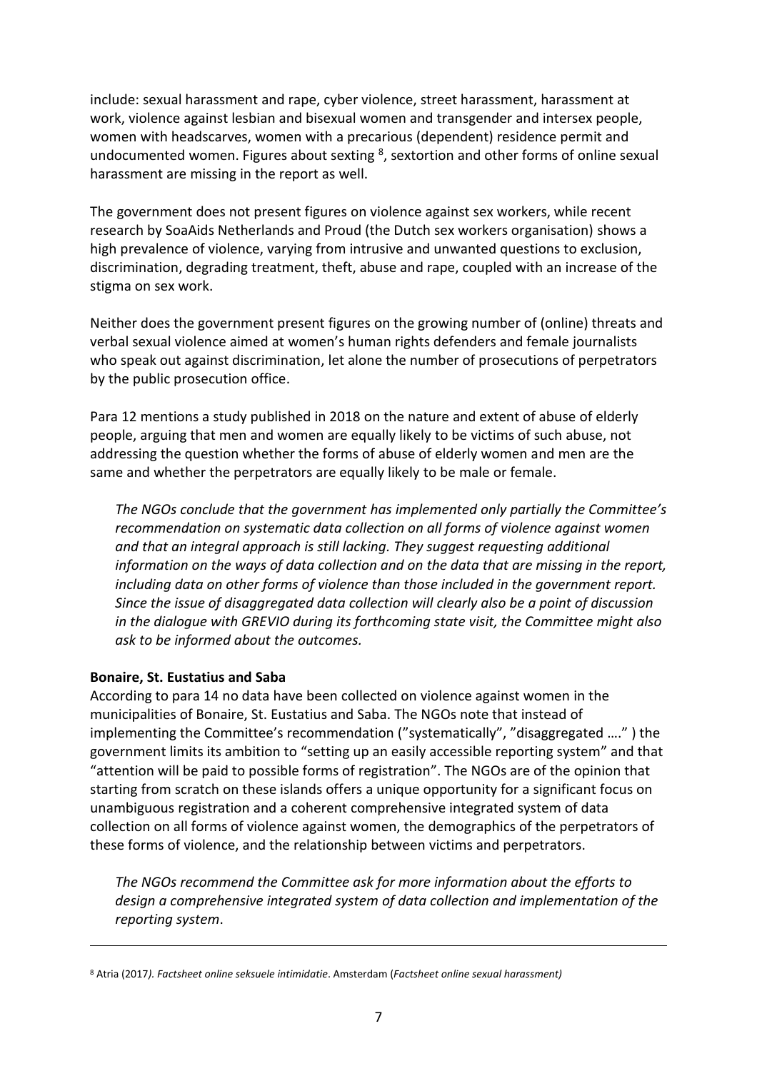include: sexual harassment and rape, cyber violence, street harassment, harassment at work, violence against lesbian and bisexual women and transgender and intersex people, women with headscarves, women with a precarious (dependent) residence permit and undocumented women. Figures about sexting [8], sextortion and other forms of online sexual harassment are missing in the report as well.

The government does not present figures on violence against sex workers, while recent research by SoaAids Netherlands and Proud (the Dutch sex workers organisation) shows a high prevalence of violence, varying from intrusive and unwanted questions to exclusion, discrimination, degrading treatment, theft, abuse and rape, coupled with an increase of the stigma on sex work.

Neither does the government present figures on the growing number of (online) threats and verbal sexual violence aimed at women's human rights defenders and female journalists who speak out against discrimination, let alone the number of prosecutions of perpetrators by the public prosecution office.

Para 12 mentions a study published in 2018 on the nature and extent of abuse of elderly people, arguing that men and women are equally likely to be victims of such abuse, not addressing the question whether the forms of abuse of elderly women and men are the same and whether the perpetrators are equally likely to be male or female.

> *The NGOs conclude that the government has implemented only partially the Committee's recommendation on systematic data collection on all forms of violence against women and that an integral approach is still lacking. They suggest requesting additional information on the ways of data collection and on the data that are missing in the report, including data on other forms of violence than those included in the government report. Since the issue of disaggregated data collection will clearly also be a point of discussion in the dialogue with GREVIO during its forthcoming state visit, the Committee might also ask to be informed about the outcomes.*

**Bonaire, St. Eustatius and Saba**

According to para 14 no data have been collected on violence against women in the municipalities of Bonaire, St. Eustatius and Saba. The NGOs note that instead of implementing the Committee's recommendation ("systematically", "disaggregated …." ) the government limits its ambition to "setting up an easily accessible reporting system" and that "attention will be paid to possible forms of registration". The NGOs are of the opinion that starting from scratch on these islands offers a unique opportunity for a significant focus on unambiguous registration and a coherent comprehensive integrated system of data collection on all forms of violence against women, the demographics of the perpetrators of these forms of violence, and the relationship between victims and perpetrators.

> *The NGOs recommend the Committee ask for more information about the efforts to design a comprehensive integrated system of data collection and implementation of the reporting system*.

---

[8] Atria (2017*). Factsheet online seksuele intimidatie*. Amsterdam (*Factsheet online sexual harassment)*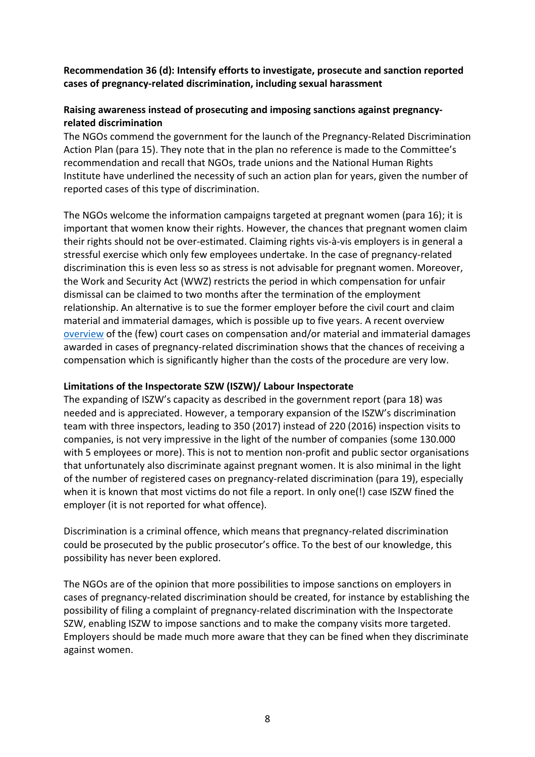**Recommendation 36 (d): Intensify efforts to investigate, prosecute and sanction reported cases of pregnancy-related discrimination, including sexual harassment**

**Raising awareness instead of prosecuting and imposing sanctions against pregnancy-related discrimination**

The NGOs commend the government for the launch of the Pregnancy-Related Discrimination Action Plan (para 15). They note that in the plan no reference is made to the Committee's recommendation and recall that NGOs, trade unions and the National Human Rights Institute have underlined the necessity of such an action plan for years, given the number of reported cases of this type of discrimination.

The NGOs welcome the information campaigns targeted at pregnant women (para 16); it is important that women know their rights. However, the chances that pregnant women claim their rights should not be over-estimated. Claiming rights vis-à-vis employers is in general a stressful exercise which only few employees undertake. In the case of pregnancy-related discrimination this is even less so as stress is not advisable for pregnant women. Moreover, the Work and Security Act (WWZ) restricts the period in which compensation for unfair dismissal can be claimed to two months after the termination of the employment relationship. An alternative is to sue the former employer before the civil court and claim material and immaterial damages, which is possible up to five years. A recent overview overview of the (few) court cases on compensation and/or material and immaterial damages awarded in cases of pregnancy-related discrimination shows that the chances of receiving a compensation which is significantly higher than the costs of the procedure are very low.

**Limitations of the Inspectorate SZW (ISZW)/ Labour Inspectorate**

The expanding of ISZW's capacity as described in the government report (para 18) was needed and is appreciated. However, a temporary expansion of the ISZW's discrimination team with three inspectors, leading to 350 (2017) instead of 220 (2016) inspection visits to companies, is not very impressive in the light of the number of companies (some 130.000 with 5 employees or more). This is not to mention non-profit and public sector organisations that unfortunately also discriminate against pregnant women. It is also minimal in the light of the number of registered cases on pregnancy-related discrimination (para 19), especially when it is known that most victims do not file a report. In only one(!) case ISZW fined the employer (it is not reported for what offence).

Discrimination is a criminal offence, which means that pregnancy-related discrimination could be prosecuted by the public prosecutor's office. To the best of our knowledge, this possibility has never been explored.

The NGOs are of the opinion that more possibilities to impose sanctions on employers in cases of pregnancy-related discrimination should be created, for instance by establishing the possibility of filing a complaint of pregnancy-related discrimination with the Inspectorate SZW, enabling ISZW to impose sanctions and to make the company visits more targeted. Employers should be made much more aware that they can be fined when they discriminate against women.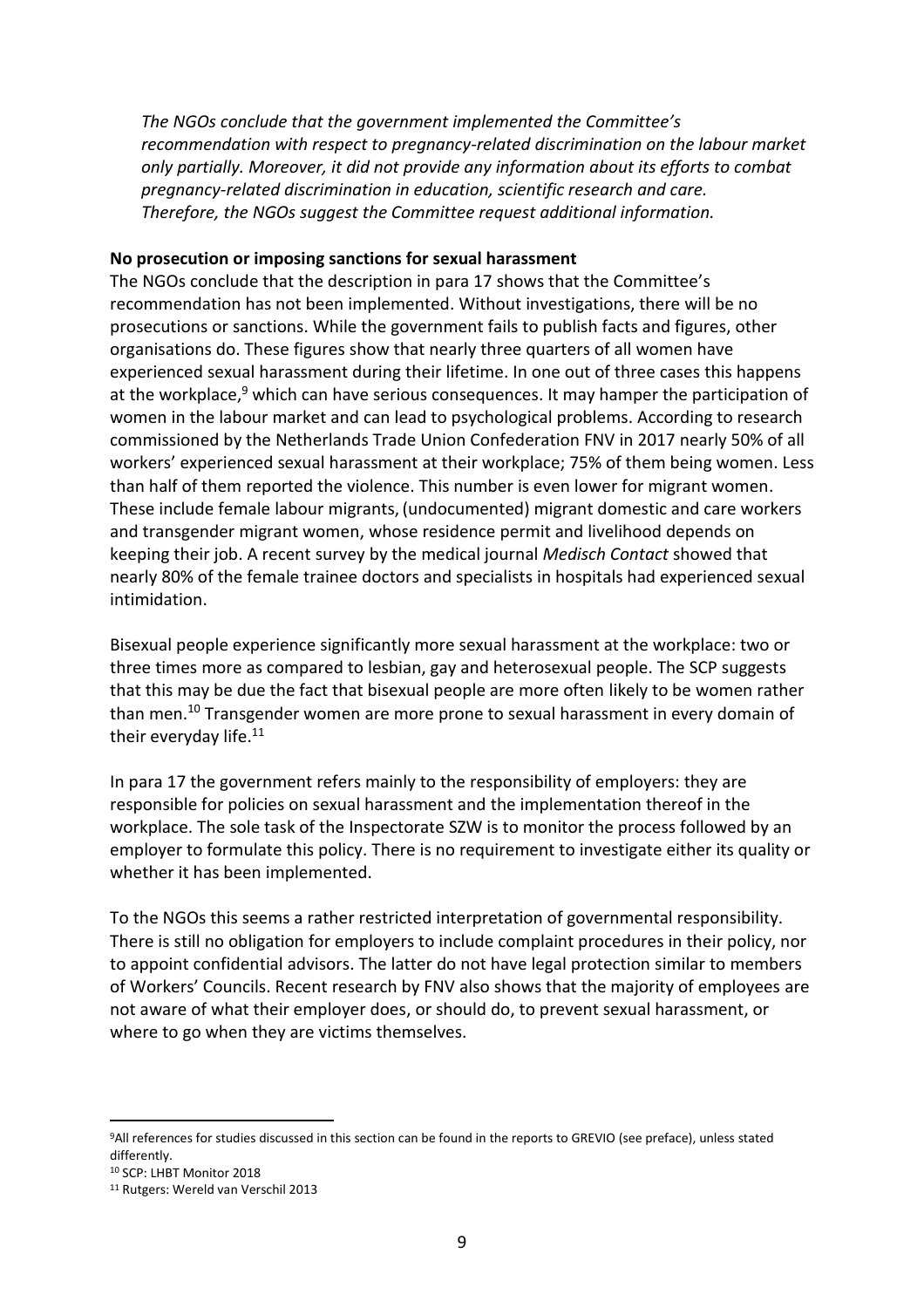*The NGOs conclude that the government implemented the Committee's recommendation with respect to pregnancy-related discrimination on the labour market only partially. Moreover, it did not provide any information about its efforts to combat pregnancy-related discrimination in education, scientific research and care. Therefore, the NGOs suggest the Committee request additional information.*

**No prosecution or imposing sanctions for sexual harassment**

The NGOs conclude that the description in para 17 shows that the Committee's recommendation has not been implemented. Without investigations, there will be no prosecutions or sanctions. While the government fails to publish facts and figures, other organisations do. These figures show that nearly three quarters of all women have experienced sexual harassment during their lifetime. In one out of three cases this happens at the workplace,[9] which can have serious consequences. It may hamper the participation of women in the labour market and can lead to psychological problems. According to research commissioned by the Netherlands Trade Union Confederation FNV in 2017 nearly 50% of all workers' experienced sexual harassment at their workplace; 75% of them being women. Less than half of them reported the violence. This number is even lower for migrant women. These include female labour migrants, (undocumented) migrant domestic and care workers and transgender migrant women, whose residence permit and livelihood depends on keeping their job. A recent survey by the medical journal *Medisch Contact* showed that nearly 80% of the female trainee doctors and specialists in hospitals had experienced sexual intimidation.

Bisexual people experience significantly more sexual harassment at the workplace: two or three times more as compared to lesbian, gay and heterosexual people. The SCP suggests that this may be due the fact that bisexual people are more often likely to be women rather than men.[10] Transgender women are more prone to sexual harassment in every domain of their everyday life.[11]

In para 17 the government refers mainly to the responsibility of employers: they are responsible for policies on sexual harassment and the implementation thereof in the workplace. The sole task of the Inspectorate SZW is to monitor the process followed by an employer to formulate this policy. There is no requirement to investigate either its quality or whether it has been implemented.

To the NGOs this seems a rather restricted interpretation of governmental responsibility. There is still no obligation for employers to include complaint procedures in their policy, nor to appoint confidential advisors. The latter do not have legal protection similar to members of Workers' Councils. Recent research by FNV also shows that the majority of employees are not aware of what their employer does, or should do, to prevent sexual harassment, or where to go when they are victims themselves.

---

[9] All references for studies discussed in this section can be found in the reports to GREVIO (see preface), unless stated differently.

[10] SCP: LHBT Monitor 2018

[11] Rutgers: Wereld van Verschil 2013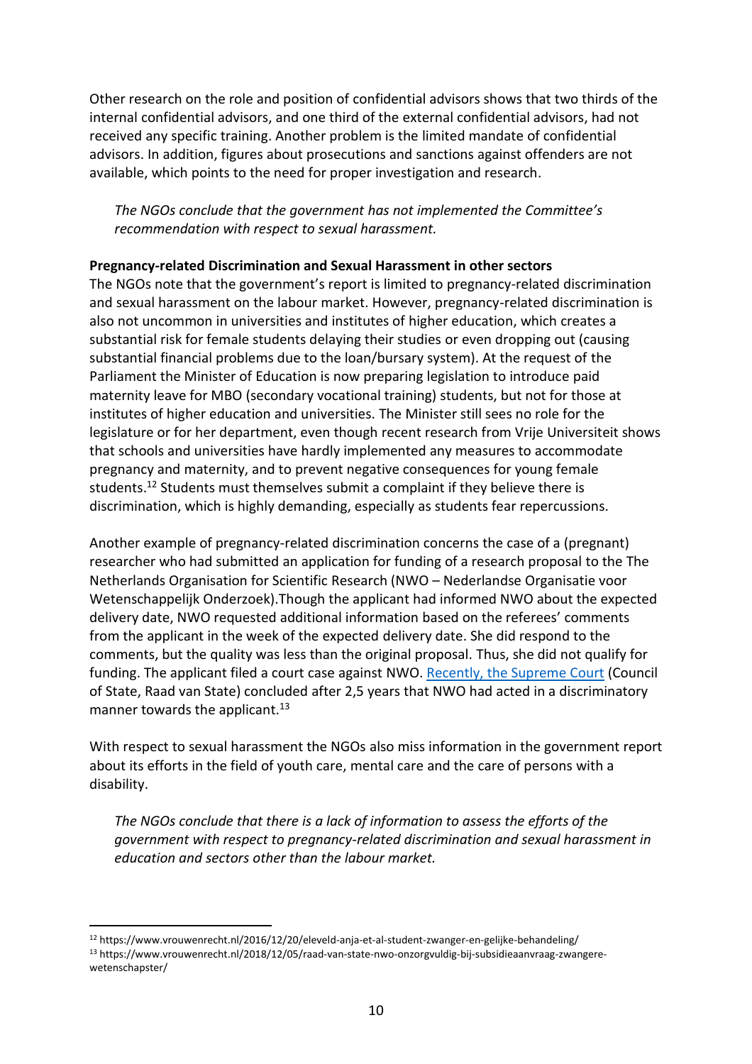Other research on the role and position of confidential advisors shows that two thirds of the internal confidential advisors, and one third of the external confidential advisors, had not received any specific training. Another problem is the limited mandate of confidential advisors. In addition, figures about prosecutions and sanctions against offenders are not available, which points to the need for proper investigation and research.

*The NGOs conclude that the government has not implemented the Committee's recommendation with respect to sexual harassment.*

**Pregnancy-related Discrimination and Sexual Harassment in other sectors**

The NGOs note that the government's report is limited to pregnancy-related discrimination and sexual harassment on the labour market. However, pregnancy-related discrimination is also not uncommon in universities and institutes of higher education, which creates a substantial risk for female students delaying their studies or even dropping out (causing substantial financial problems due to the loan/bursary system). At the request of the Parliament the Minister of Education is now preparing legislation to introduce paid maternity leave for MBO (secondary vocational training) students, but not for those at institutes of higher education and universities. The Minister still sees no role for the legislature or for her department, even though recent research from Vrije Universiteit shows that schools and universities have hardly implemented any measures to accommodate pregnancy and maternity, and to prevent negative consequences for young female students.[12] Students must themselves submit a complaint if they believe there is discrimination, which is highly demanding, especially as students fear repercussions.

Another example of pregnancy-related discrimination concerns the case of a (pregnant) researcher who had submitted an application for funding of a research proposal to the The Netherlands Organisation for Scientific Research (NWO – Nederlandse Organisatie voor Wetenschappelijk Onderzoek).Though the applicant had informed NWO about the expected delivery date, NWO requested additional information based on the referees' comments from the applicant in the week of the expected delivery date. She did respond to the comments, but the quality was less than the original proposal. Thus, she did not qualify for funding. The applicant filed a court case against NWO. Recently, the Supreme Court (Council of State, Raad van State) concluded after 2,5 years that NWO had acted in a discriminatory manner towards the applicant.[13]

With respect to sexual harassment the NGOs also miss information in the government report about its efforts in the field of youth care, mental care and the care of persons with a disability.

*The NGOs conclude that there is a lack of information to assess the efforts of the government with respect to pregnancy-related discrimination and sexual harassment in education and sectors other than the labour market.*

---

[12] https://www.vrouwenrecht.nl/2016/12/20/eleveld-anja-et-al-student-zwanger-en-gelijke-behandeling/

[13] https://www.vrouwenrecht.nl/2018/12/05/raad-van-state-nwo-onzorgvuldig-bij-subsidieaanvraag-zwangere-wetenschapster/